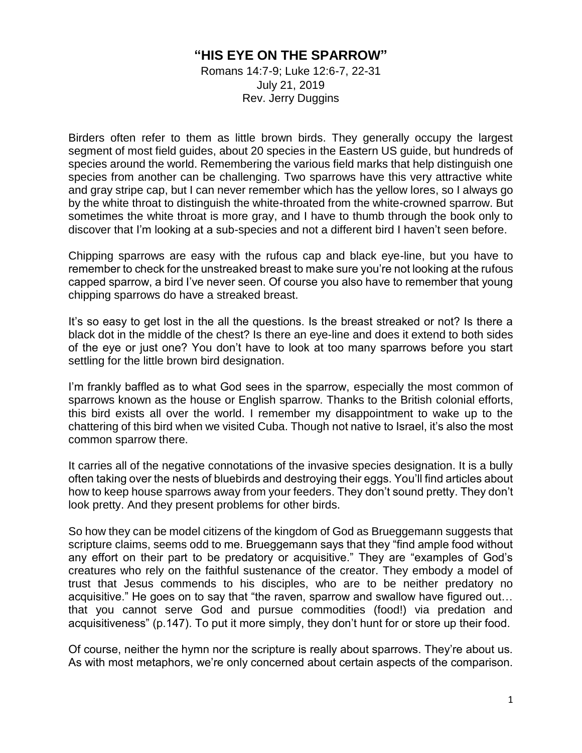# "HIS EYE ON THE SPARROW"

Romans 14:7-9; Luke 12:6-7, 22-31
July 21, 2019
Rev. Jerry Duggins

Birders often refer to them as little brown birds. They generally occupy the largest segment of most field guides, about 20 species in the Eastern US guide, but hundreds of species around the world. Remembering the various field marks that help distinguish one species from another can be challenging. Two sparrows have this very attractive white and gray stripe cap, but I can never remember which has the yellow lores, so I always go by the white throat to distinguish the white-throated from the white-crowned sparrow. But sometimes the white throat is more gray, and I have to thumb through the book only to discover that I'm looking at a sub-species and not a different bird I haven't seen before.

Chipping sparrows are easy with the rufous cap and black eye-line, but you have to remember to check for the unstreaked breast to make sure you're not looking at the rufous capped sparrow, a bird I've never seen. Of course you also have to remember that young chipping sparrows do have a streaked breast.

It's so easy to get lost in the all the questions. Is the breast streaked or not? Is there a black dot in the middle of the chest? Is there an eye-line and does it extend to both sides of the eye or just one? You don't have to look at too many sparrows before you start settling for the little brown bird designation.

I'm frankly baffled as to what God sees in the sparrow, especially the most common of sparrows known as the house or English sparrow. Thanks to the British colonial efforts, this bird exists all over the world. I remember my disappointment to wake up to the chattering of this bird when we visited Cuba. Though not native to Israel, it's also the most common sparrow there.

It carries all of the negative connotations of the invasive species designation. It is a bully often taking over the nests of bluebirds and destroying their eggs. You'll find articles about how to keep house sparrows away from your feeders. They don't sound pretty. They don't look pretty. And they present problems for other birds.

So how they can be model citizens of the kingdom of God as Brueggemann suggests that scripture claims, seems odd to me. Brueggemann says that they "find ample food without any effort on their part to be predatory or acquisitive." They are "examples of God's creatures who rely on the faithful sustenance of the creator. They embody a model of trust that Jesus commends to his disciples, who are to be neither predatory no acquisitive." He goes on to say that "the raven, sparrow and swallow have figured out… that you cannot serve God and pursue commodities (food!) via predation and acquisitiveness" (p.147). To put it more simply, they don't hunt for or store up their food.

Of course, neither the hymn nor the scripture is really about sparrows. They're about us. As with most metaphors, we're only concerned about certain aspects of the comparison.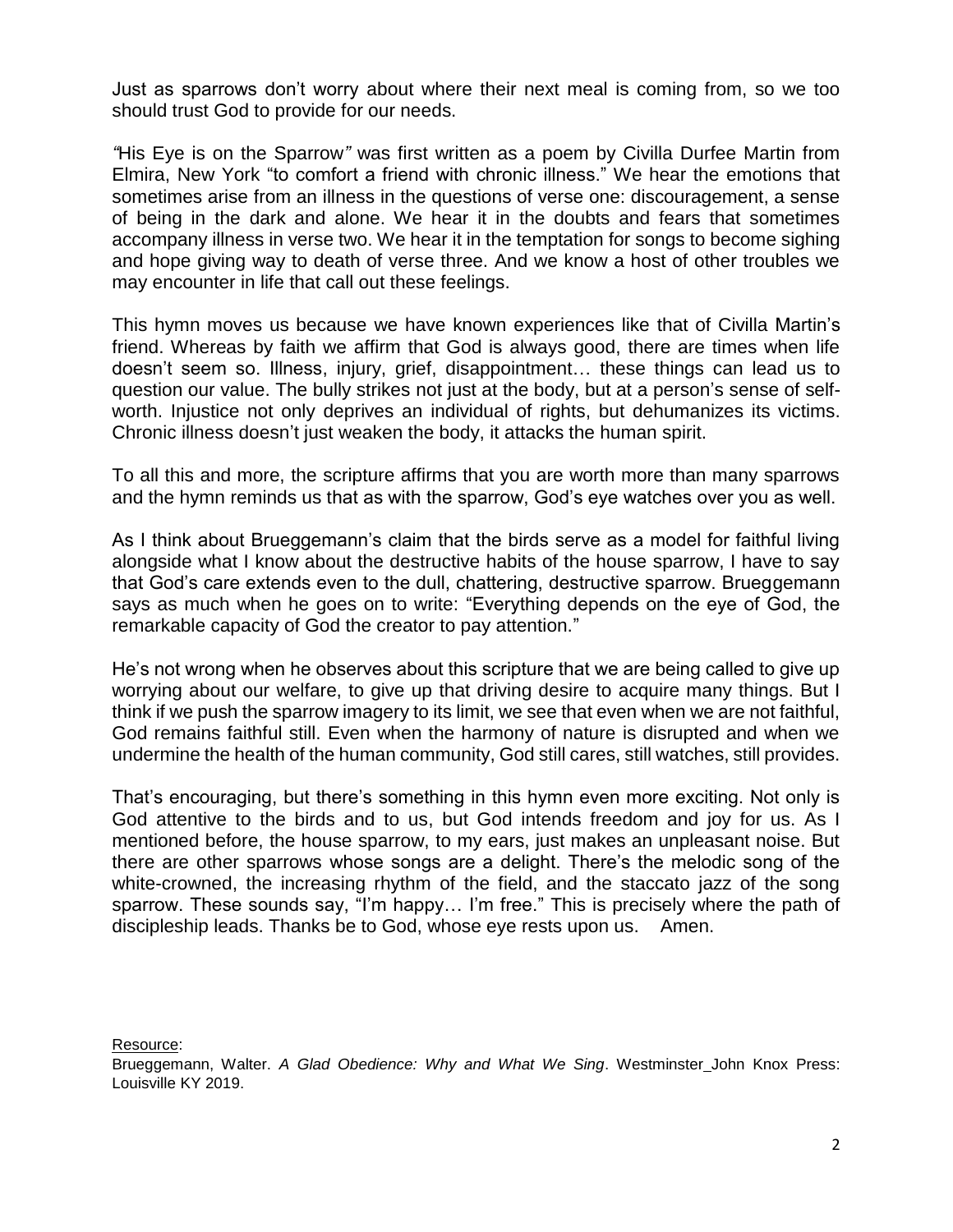Just as sparrows don't worry about where their next meal is coming from, so we too should trust God to provide for our needs.

*"*His Eye is on the Sparrow*"* was first written as a poem by Civilla Durfee Martin from Elmira, New York "to comfort a friend with chronic illness." We hear the emotions that sometimes arise from an illness in the questions of verse one: discouragement, a sense of being in the dark and alone. We hear it in the doubts and fears that sometimes accompany illness in verse two. We hear it in the temptation for songs to become sighing and hope giving way to death of verse three. And we know a host of other troubles we may encounter in life that call out these feelings.

This hymn moves us because we have known experiences like that of Civilla Martin's friend. Whereas by faith we affirm that God is always good, there are times when life doesn't seem so. Illness, injury, grief, disappointment… these things can lead us to question our value. The bully strikes not just at the body, but at a person's sense of self-worth. Injustice not only deprives an individual of rights, but dehumanizes its victims. Chronic illness doesn't just weaken the body, it attacks the human spirit.

To all this and more, the scripture affirms that you are worth more than many sparrows and the hymn reminds us that as with the sparrow, God's eye watches over you as well.

As I think about Brueggemann's claim that the birds serve as a model for faithful living alongside what I know about the destructive habits of the house sparrow, I have to say that God's care extends even to the dull, chattering, destructive sparrow. Brueggemann says as much when he goes on to write: "Everything depends on the eye of God, the remarkable capacity of God the creator to pay attention."

He's not wrong when he observes about this scripture that we are being called to give up worrying about our welfare, to give up that driving desire to acquire many things. But I think if we push the sparrow imagery to its limit, we see that even when we are not faithful, God remains faithful still. Even when the harmony of nature is disrupted and when we undermine the health of the human community, God still cares, still watches, still provides.

That's encouraging, but there's something in this hymn even more exciting. Not only is God attentive to the birds and to us, but God intends freedom and joy for us. As I mentioned before, the house sparrow, to my ears, just makes an unpleasant noise. But there are other sparrows whose songs are a delight. There's the melodic song of the white-crowned, the increasing rhythm of the field, and the staccato jazz of the song sparrow. These sounds say, "I'm happy… I'm free." This is precisely where the path of discipleship leads. Thanks be to God, whose eye rests upon us. Amen.

Resource:

Brueggemann, Walter. *A Glad Obedience: Why and What We Sing*. Westminster_John Knox Press: Louisville KY 2019.